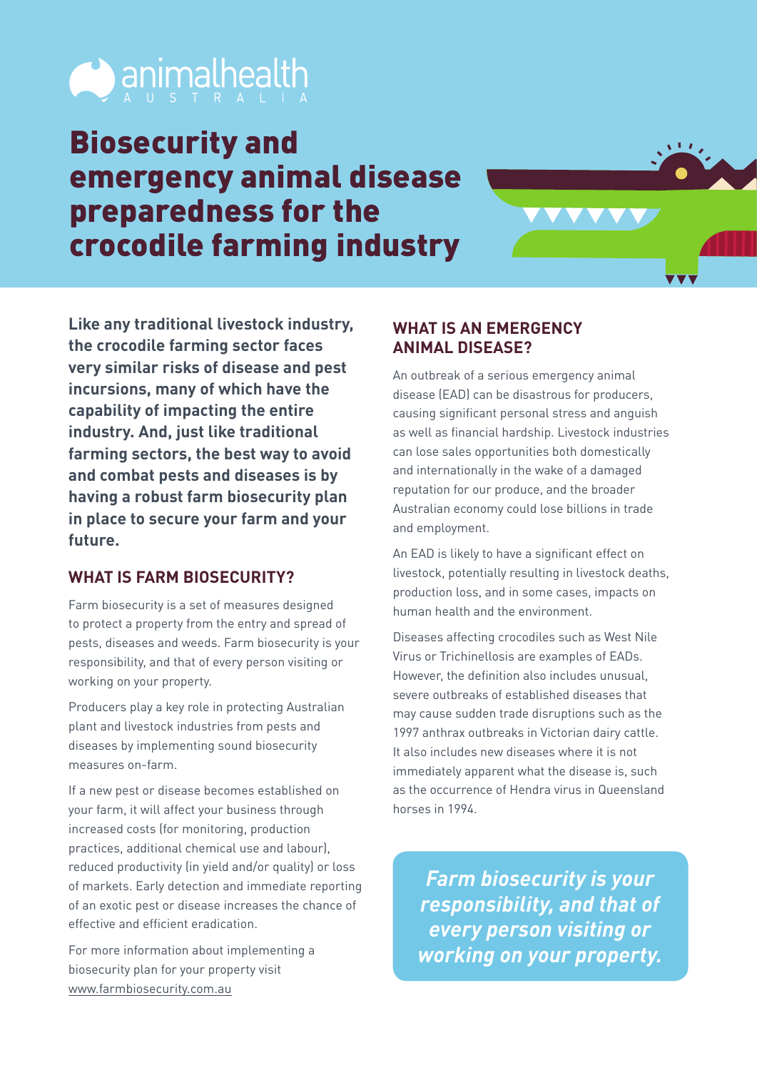animalhealth AUSTRALIA

# Biosecurity and emergency animal disease preparedness for the crocodile farming industry

**Like any traditional livestock industry, the crocodile farming sector faces very similar risks of disease and pest incursions, many of which have the capability of impacting the entire industry. And, just like traditional farming sectors, the best way to avoid and combat pests and diseases is by having a robust farm biosecurity plan in place to secure your farm and your future.**

## WHAT IS FARM BIOSECURITY?

Farm biosecurity is a set of measures designed to protect a property from the entry and spread of pests, diseases and weeds. Farm biosecurity is your responsibility, and that of every person visiting or working on your property.

Producers play a key role in protecting Australian plant and livestock industries from pests and diseases by implementing sound biosecurity measures on-farm.

If a new pest or disease becomes established on your farm, it will affect your business through increased costs (for monitoring, production practices, additional chemical use and labour), reduced productivity (in yield and/or quality) or loss of markets. Early detection and immediate reporting of an exotic pest or disease increases the chance of effective and efficient eradication.

For more information about implementing a biosecurity plan for your property visit www.farmbiosecurity.com.au

## WHAT IS AN EMERGENCY ANIMAL DISEASE?

An outbreak of a serious emergency animal disease (EAD) can be disastrous for producers, causing significant personal stress and anguish as well as financial hardship. Livestock industries can lose sales opportunities both domestically and internationally in the wake of a damaged reputation for our produce, and the broader Australian economy could lose billions in trade and employment.

An EAD is likely to have a significant effect on livestock, potentially resulting in livestock deaths, production loss, and in some cases, impacts on human health and the environment.

Diseases affecting crocodiles such as West Nile Virus or Trichinellosis are examples of EADs. However, the definition also includes unusual, severe outbreaks of established diseases that may cause sudden trade disruptions such as the 1997 anthrax outbreaks in Victorian dairy cattle. It also includes new diseases where it is not immediately apparent what the disease is, such as the occurrence of Hendra virus in Queensland horses in 1994.

***Farm biosecurity is your responsibility, and that of every person visiting or working on your property.***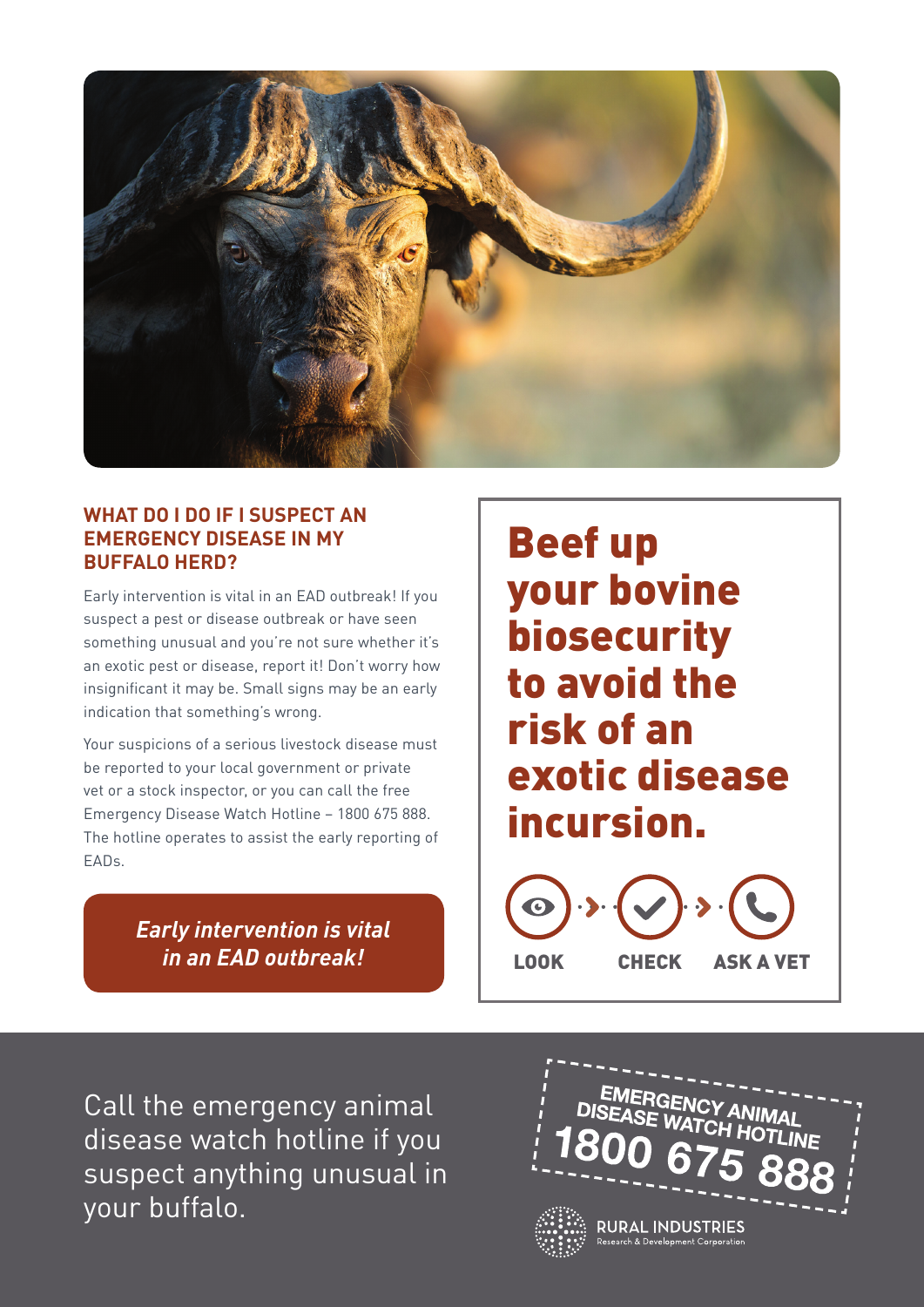## WHAT DO I DO IF I SUSPECT AN EMERGENCY DISEASE IN MY BUFFALO HERD?

Early intervention is vital in an EAD outbreak! If you suspect a pest or disease outbreak or have seen something unusual and you're not sure whether it's an exotic pest or disease, report it! Don't worry how insignificant it may be. Small signs may be an early indication that something's wrong.

Your suspicions of a serious livestock disease must be reported to your local government or private vet or a stock inspector, or you can call the free Emergency Disease Watch Hotline – 1800 675 888. The hotline operates to assist the early reporting of EADs.

***Early intervention is vital in an EAD outbreak!***

# Beef up your bovine biosecurity to avoid the risk of an exotic disease incursion.

**LOOK** › **CHECK** › **ASK A VET**

Call the emergency animal disease watch hotline if you suspect anything unusual in your buffalo.

**EMERGENCY ANIMAL DISEASE WATCH HOTLINE**
**1800 675 888**

RURAL INDUSTRIES
Research & Development Corporation